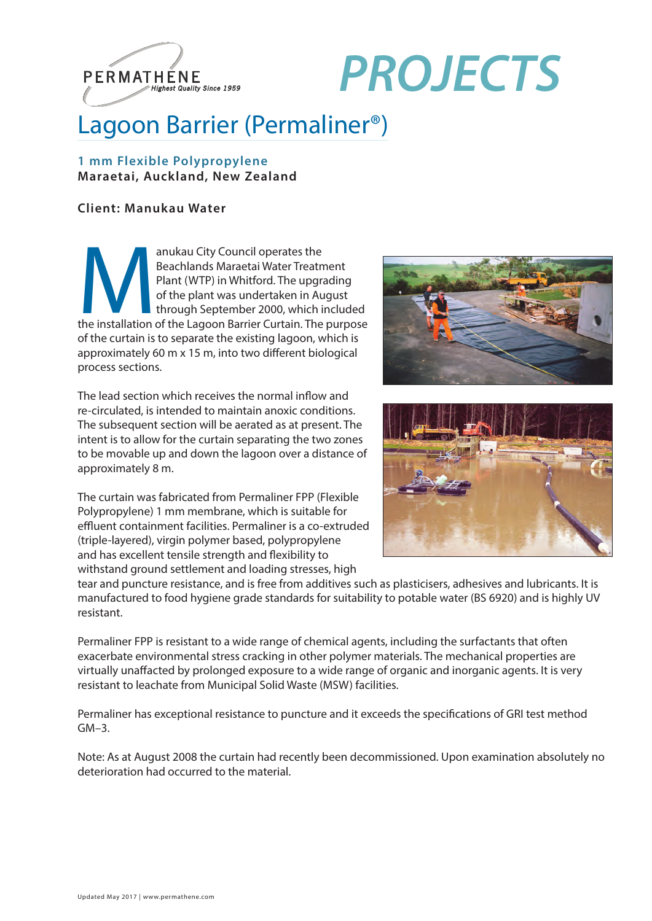PERMATHENE
*Highest Quality Since 1959*

# PROJECTS

## Lagoon Barrier (Permaliner®)

**1 mm Flexible Polypropylene**
**Maraetai, Auckland, New Zealand**

**Client: Manukau Water**

Manukau City Council operates the Beachlands Maraetai Water Treatment Plant (WTP) in Whitford. The upgrading of the plant was undertaken in August through September 2000, which included the installation of the Lagoon Barrier Curtain. The purpose of the curtain is to separate the existing lagoon, which is approximately 60 m x 15 m, into two different biological process sections.

The lead section which receives the normal inflow and re-circulated, is intended to maintain anoxic conditions. The subsequent section will be aerated as at present. The intent is to allow for the curtain separating the two zones to be movable up and down the lagoon over a distance of approximately 8 m.

The curtain was fabricated from Permaliner FPP (Flexible Polypropylene) 1 mm membrane, which is suitable for effluent containment facilities. Permaliner is a co-extruded (triple-layered), virgin polymer based, polypropylene and has excellent tensile strength and flexibility to withstand ground settlement and loading stresses, high tear and puncture resistance, and is free from additives such as plasticisers, adhesives and lubricants. It is manufactured to food hygiene grade standards for suitability to potable water (BS 6920) and is highly UV resistant.

Permaliner FPP is resistant to a wide range of chemical agents, including the surfactants that often exacerbate environmental stress cracking in other polymer materials. The mechanical properties are virtually unaffected by prolonged exposure to a wide range of organic and inorganic agents. It is very resistant to leachate from Municipal Solid Waste (MSW) facilities.

Permaliner has exceptional resistance to puncture and it exceeds the specifications of GRI test method GM–3.

Note: As at August 2008 the curtain had recently been decommissioned. Upon examination absolutely no deterioration had occurred to the material.

Updated May 2017 | www.permathene.com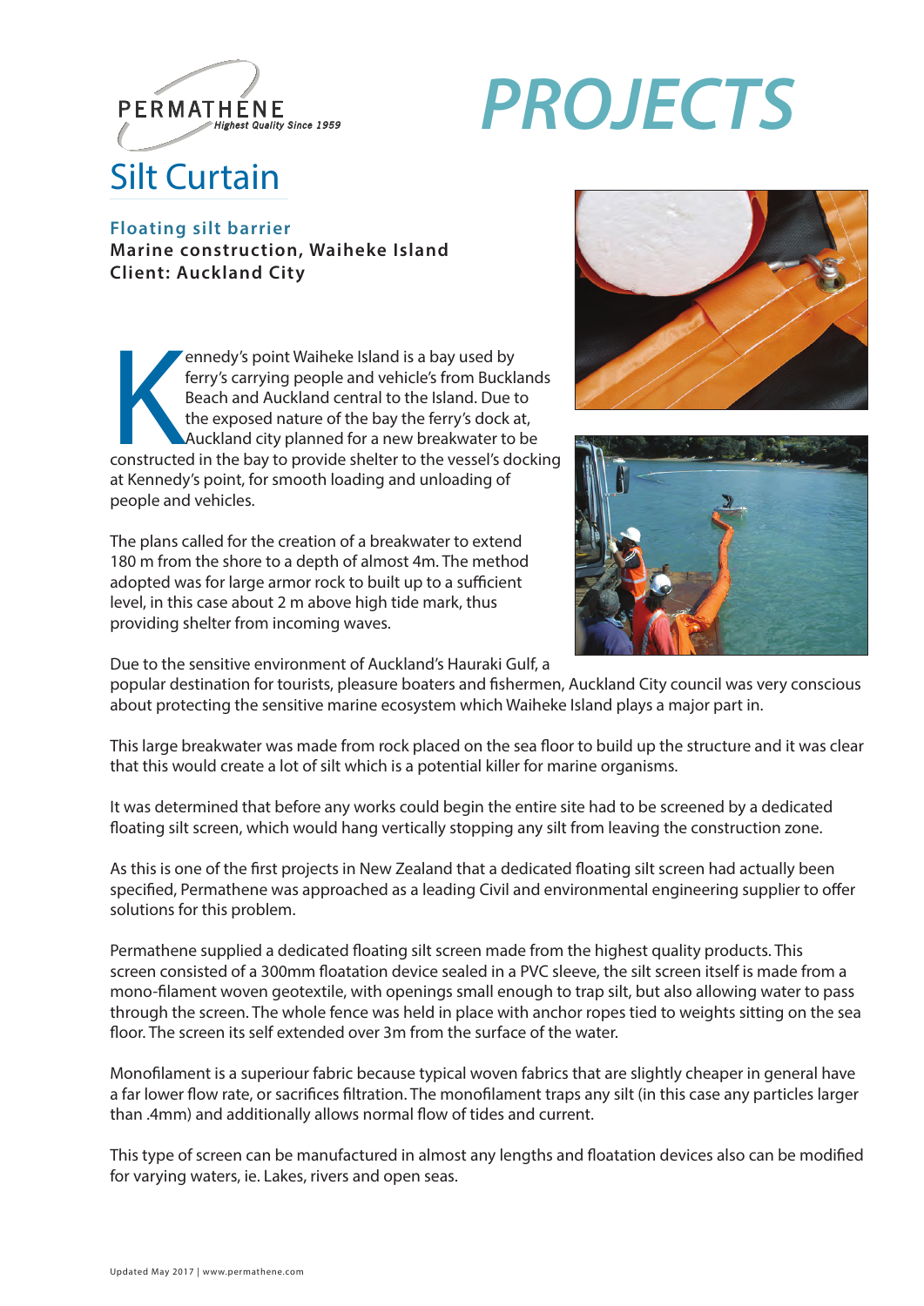PERMATHENE
*Highest Quality Since 1959*

# PROJECTS

## Silt Curtain

### Floating silt barrier

**Marine construction, Waiheke Island**
**Client: Auckland City**

Kennedy's point Waiheke Island is a bay used by ferry's carrying people and vehicle's from Bucklands Beach and Auckland central to the Island. Due to the exposed nature of the bay the ferry's dock at, Auckland city planned for a new breakwater to be constructed in the bay to provide shelter to the vessel's docking at Kennedy's point, for smooth loading and unloading of people and vehicles.

The plans called for the creation of a breakwater to extend 180 m from the shore to a depth of almost 4m. The method adopted was for large armor rock to built up to a sufficient level, in this case about 2 m above high tide mark, thus providing shelter from incoming waves.

Due to the sensitive environment of Auckland's Hauraki Gulf, a popular destination for tourists, pleasure boaters and fishermen, Auckland City council was very conscious about protecting the sensitive marine ecosystem which Waiheke Island plays a major part in.

This large breakwater was made from rock placed on the sea floor to build up the structure and it was clear that this would create a lot of silt which is a potential killer for marine organisms.

It was determined that before any works could begin the entire site had to be screened by a dedicated floating silt screen, which would hang vertically stopping any silt from leaving the construction zone.

As this is one of the first projects in New Zealand that a dedicated floating silt screen had actually been specified, Permathene was approached as a leading Civil and environmental engineering supplier to offer solutions for this problem.

Permathene supplied a dedicated floating silt screen made from the highest quality products. This screen consisted of a 300mm floatation device sealed in a PVC sleeve, the silt screen itself is made from a mono-filament woven geotextile, with openings small enough to trap silt, but also allowing water to pass through the screen. The whole fence was held in place with anchor ropes tied to weights sitting on the sea floor. The screen its self extended over 3m from the surface of the water.

Monofilament is a superiour fabric because typical woven fabrics that are slightly cheaper in general have a far lower flow rate, or sacrifices filtration. The monofilament traps any silt (in this case any particles larger than .4mm) and additionally allows normal flow of tides and current.

This type of screen can be manufactured in almost any lengths and floatation devices also can be modified for varying waters, ie. Lakes, rivers and open seas.

Updated May 2017 | www.permathene.com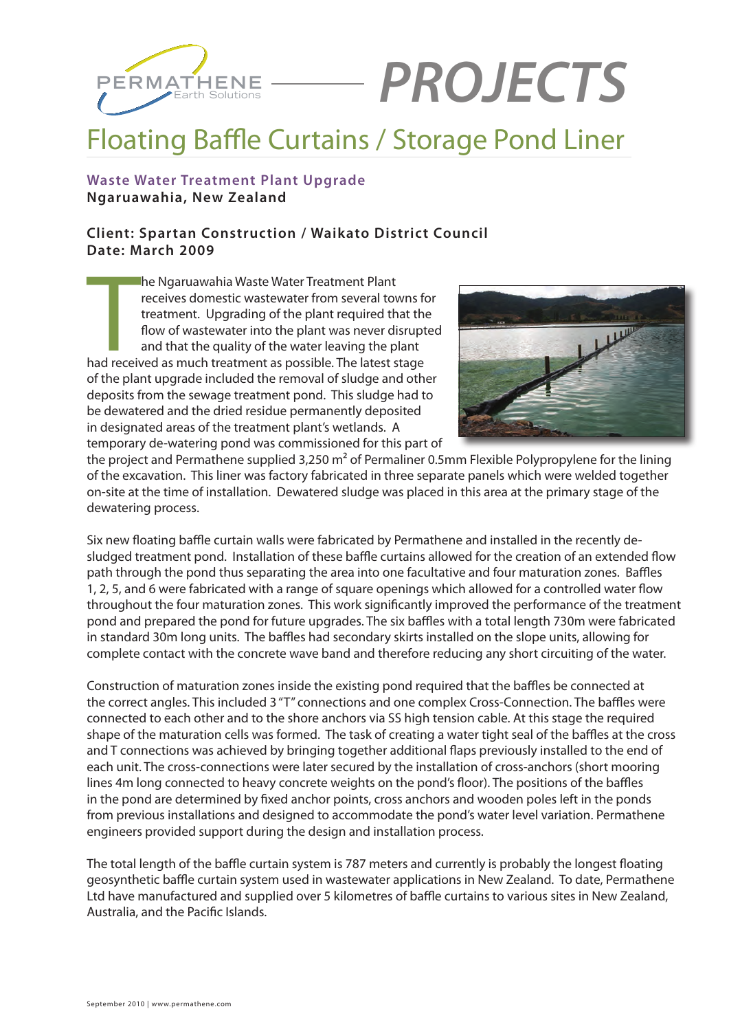# PROJECTS

## Floating Baffle Curtains / Storage Pond Liner

**Waste Water Treatment Plant Upgrade**
**Ngaruawahia, New Zealand**

**Client: Spartan Construction / Waikato District Council**
**Date: March 2009**

The Ngaruawahia Waste Water Treatment Plant receives domestic wastewater from several towns for treatment. Upgrading of the plant required that the flow of wastewater into the plant was never disrupted and that the quality of the water leaving the plant had received as much treatment as possible. The latest stage of the plant upgrade included the removal of sludge and other deposits from the sewage treatment pond. This sludge had to be dewatered and the dried residue permanently deposited in designated areas of the treatment plant's wetlands. A temporary de-watering pond was commissioned for this part of the project and Permathene supplied 3,250 m² of Permaliner 0.5mm Flexible Polypropylene for the lining of the excavation. This liner was factory fabricated in three separate panels which were welded together on-site at the time of installation. Dewatered sludge was placed in this area at the primary stage of the dewatering process.

Six new floating baffle curtain walls were fabricated by Permathene and installed in the recently de-sludged treatment pond. Installation of these baffle curtains allowed for the creation of an extended flow path through the pond thus separating the area into one facultative and four maturation zones. Baffles 1, 2, 5, and 6 were fabricated with a range of square openings which allowed for a controlled water flow throughout the four maturation zones. This work significantly improved the performance of the treatment pond and prepared the pond for future upgrades. The six baffles with a total length 730m were fabricated in standard 30m long units. The baffles had secondary skirts installed on the slope units, allowing for complete contact with the concrete wave band and therefore reducing any short circuiting of the water.

Construction of maturation zones inside the existing pond required that the baffles be connected at the correct angles. This included 3 "T" connections and one complex Cross-Connection. The baffles were connected to each other and to the shore anchors via SS high tension cable. At this stage the required shape of the maturation cells was formed. The task of creating a water tight seal of the baffles at the cross and T connections was achieved by bringing together additional flaps previously installed to the end of each unit. The cross-connections were later secured by the installation of cross-anchors (short mooring lines 4m long connected to heavy concrete weights on the pond's floor). The positions of the baffles in the pond are determined by fixed anchor points, cross anchors and wooden poles left in the ponds from previous installations and designed to accommodate the pond's water level variation. Permathene engineers provided support during the design and installation process.

The total length of the baffle curtain system is 787 meters and currently is probably the longest floating geosynthetic baffle curtain system used in wastewater applications in New Zealand. To date, Permathene Ltd have manufactured and supplied over 5 kilometres of baffle curtains to various sites in New Zealand, Australia, and the Pacific Islands.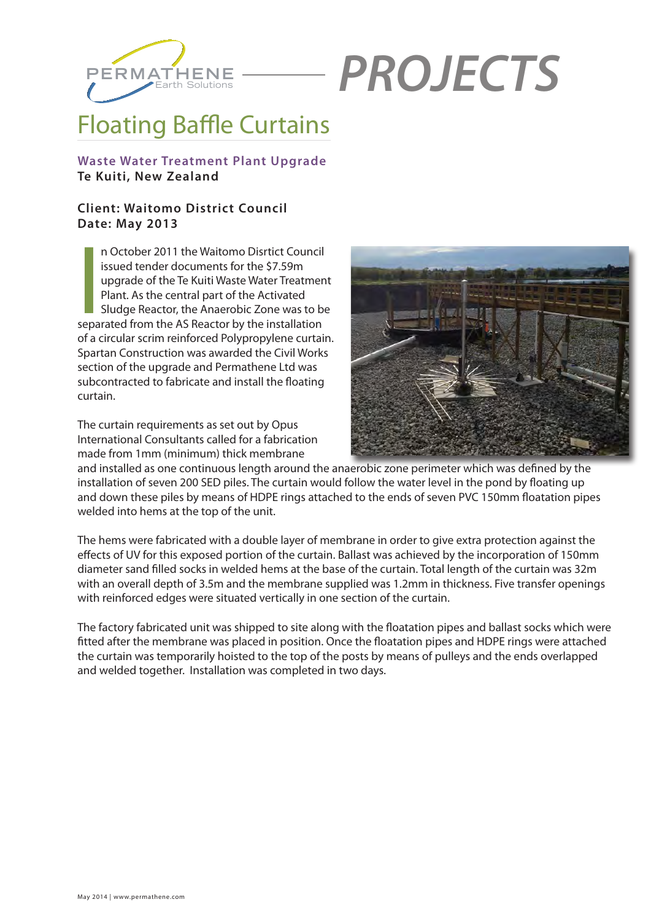PERMATHENE Earth Solutions — PROJECTS

# Floating Baffle Curtains

### Waste Water Treatment Plant Upgrade
**Te Kuiti, New Zealand**

**Client: Waitomo District Council**
**Date: May 2013**

In October 2011 the Waitomo Disrtict Council issued tender documents for the $7.59m upgrade of the Te Kuiti Waste Water Treatment Plant. As the central part of the Activated Sludge Reactor, the Anaerobic Zone was to be separated from the AS Reactor by the installation of a circular scrim reinforced Polypropylene curtain. Spartan Construction was awarded the Civil Works section of the upgrade and Permathene Ltd was subcontracted to fabricate and install the floating curtain.

The curtain requirements as set out by Opus International Consultants called for a fabrication made from 1mm (minimum) thick membrane and installed as one continuous length around the anaerobic zone perimeter which was defined by the installation of seven 200 SED piles. The curtain would follow the water level in the pond by floating up and down these piles by means of HDPE rings attached to the ends of seven PVC 150mm floatation pipes welded into hems at the top of the unit.

The hems were fabricated with a double layer of membrane in order to give extra protection against the effects of UV for this exposed portion of the curtain. Ballast was achieved by the incorporation of 150mm diameter sand filled socks in welded hems at the base of the curtain. Total length of the curtain was 32m with an overall depth of 3.5m and the membrane supplied was 1.2mm in thickness. Five transfer openings with reinforced edges were situated vertically in one section of the curtain.

The factory fabricated unit was shipped to site along with the floatation pipes and ballast socks which were fitted after the membrane was placed in position. Once the floatation pipes and HDPE rings were attached the curtain was temporarily hoisted to the top of the posts by means of pulleys and the ends overlapped and welded together. Installation was completed in two days.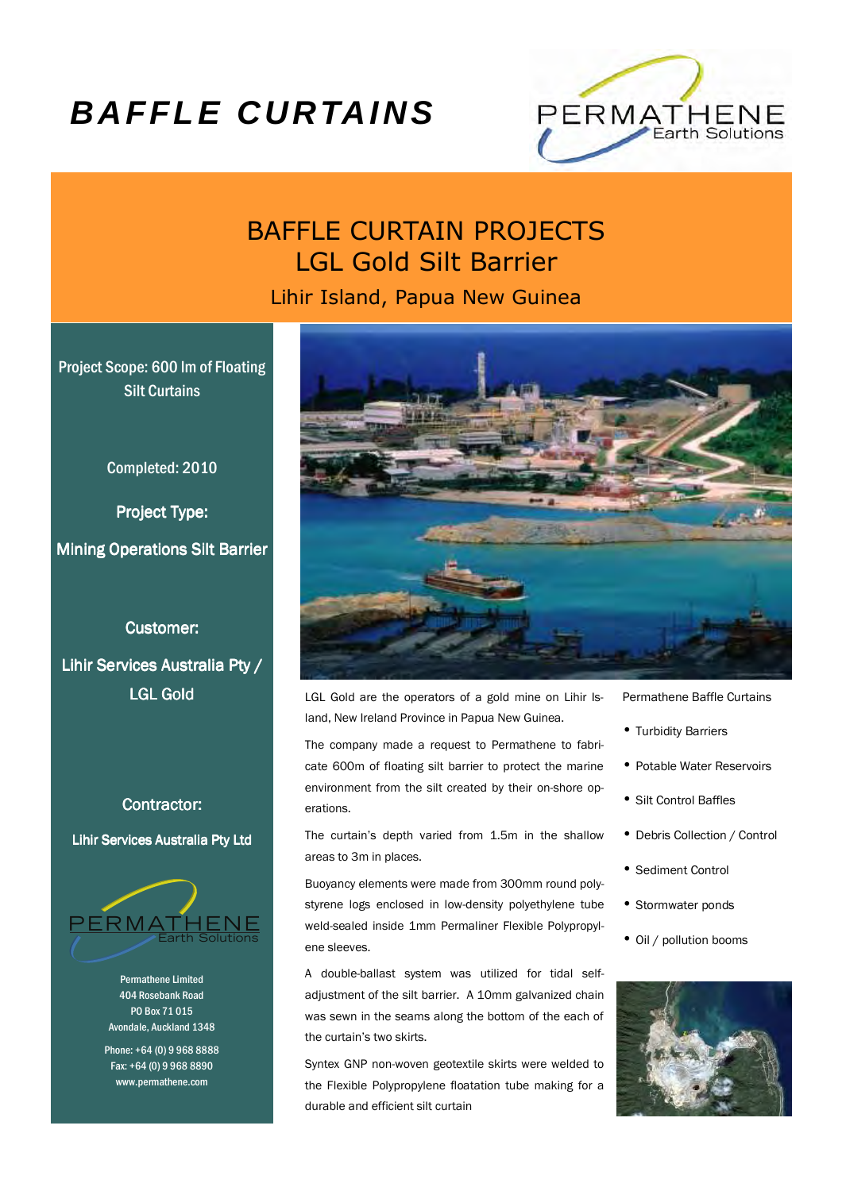# BAFFLE CURTAINS

PERMATHENE Earth Solutions

## BAFFLE CURTAIN PROJECTS
## LGL Gold Silt Barrier

Lihir Island, Papua New Guinea

Project Scope: 600 lm of Floating Silt Curtains

Completed: 2010

Project Type:

Mining Operations Silt Barrier

Customer:

Lihir Services Australia Pty / LGL Gold

Contractor:

Lihir Services Australia Pty Ltd

PERMATHENE Earth Solutions

Permathene Limited
404 Rosebank Road
PO Box 71 015
Avondale, Auckland 1348

Phone: +64 (0) 9 968 8888
Fax: +64 (0) 9 968 8890
www.permathene.com

LGL Gold are the operators of a gold mine on Lihir Island, New Ireland Province in Papua New Guinea.

The company made a request to Permathene to fabricate 600m of floating silt barrier to protect the marine environment from the silt created by their on-shore operations.

The curtain's depth varied from 1.5m in the shallow areas to 3m in places.

Buoyancy elements were made from 300mm round polystyrene logs enclosed in low-density polyethylene tube weld-sealed inside 1mm Permaliner Flexible Polypropylene sleeves.

A double-ballast system was utilized for tidal self-adjustment of the silt barrier. A 10mm galvanized chain was sewn in the seams along the bottom of the each of the curtain's two skirts.

Syntex GNP non-woven geotextile skirts were welded to the Flexible Polypropylene floatation tube making for a durable and efficient silt curtain

Permathene Baffle Curtains

- Turbidity Barriers
- Potable Water Reservoirs
- Silt Control Baffles
- Debris Collection / Control
- Sediment Control
- Stormwater ponds
- Oil / pollution booms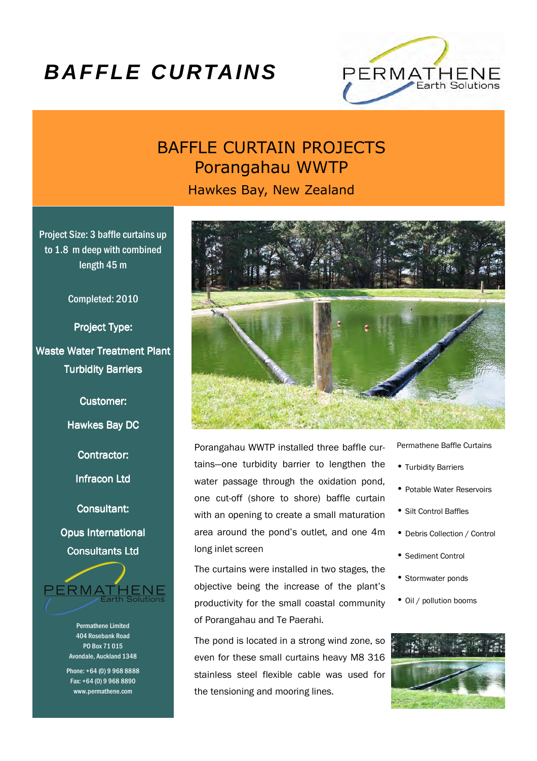# BAFFLE CURTAINS

## BAFFLE CURTAIN PROJECTS
## Porangahau WWTP

Hawkes Bay, New Zealand

**Project Size:** 3 baffle curtains up to 1.8 m deep with combined length 45 m

**Completed:** 2010

**Project Type:**

**Waste Water Treatment Plant Turbidity Barriers**

**Customer:**

**Hawkes Bay DC**

**Contractor:**

**Infracon Ltd**

**Consultant:**

**Opus International Consultants Ltd**

Permathene Limited
404 Rosebank Road
PO Box 71 015
Avondale, Auckland 1348

Phone: +64 (0) 9 968 8888
Fax: +64 (0) 9 968 8890
www.permathene.com

Porangahau WWTP installed three baffle curtains—one turbidity barrier to lengthen the water passage through the oxidation pond, one cut-off (shore to shore) baffle curtain with an opening to create a small maturation area around the pond's outlet, and one 4m long inlet screen

The curtains were installed in two stages, the objective being the increase of the plant's productivity for the small coastal community of Porangahau and Te Paerahi.

The pond is located in a strong wind zone, so even for these small curtains heavy M8 316 stainless steel flexible cable was used for the tensioning and mooring lines.

Permathene Baffle Curtains

- Turbidity Barriers
- Potable Water Reservoirs
- Silt Control Baffles
- Debris Collection / Control
- Sediment Control
- Stormwater ponds
- Oil / pollution booms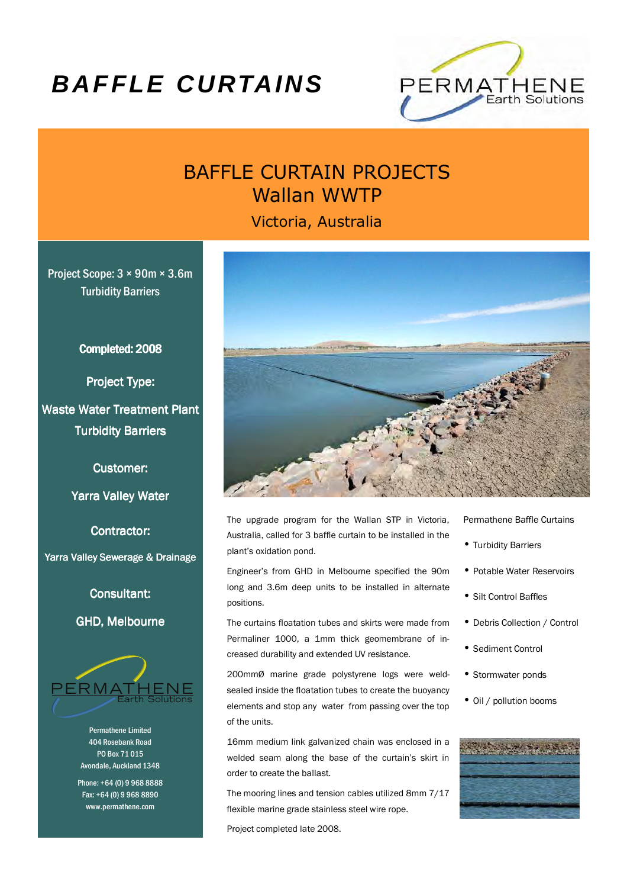# BAFFLE CURTAINS

PERMATHENE
Earth Solutions

## BAFFLE CURTAIN PROJECTS
## Wallan WWTP

### Victoria, Australia

Project Scope: 3 × 90m × 3.6m Turbidity Barriers

**Completed: 2008**

**Project Type:**

**Waste Water Treatment Plant Turbidity Barriers**

**Customer:**

**Yarra Valley Water**

**Contractor:**

**Yarra Valley Sewerage & Drainage**

**Consultant:**

**GHD, Melbourne**

PERMATHENE
Earth Solutions

Permathene Limited
404 Rosebank Road
PO Box 71 015
Avondale, Auckland 1348

Phone: +64 (0) 9 968 8888
Fax: +64 (0) 9 968 8890
www.permathene.com

The upgrade program for the Wallan STP in Victoria, Australia, called for 3 baffle curtain to be installed in the plant's oxidation pond.

Engineer's from GHD in Melbourne specified the 90m long and 3.6m deep units to be installed in alternate positions.

The curtains floatation tubes and skirts were made from Permaliner 1000, a 1mm thick geomembrane of increased durability and extended UV resistance.

200mmØ marine grade polystyrene logs were weld-sealed inside the floatation tubes to create the buoyancy elements and stop any water from passing over the top of the units.

16mm medium link galvanized chain was enclosed in a welded seam along the base of the curtain's skirt in order to create the ballast.

The mooring lines and tension cables utilized 8mm 7/17 flexible marine grade stainless steel wire rope.

Project completed late 2008.

Permathene Baffle Curtains

- Turbidity Barriers
- Potable Water Reservoirs
- Silt Control Baffles
- Debris Collection / Control
- Sediment Control
- Stormwater ponds
- Oil / pollution booms